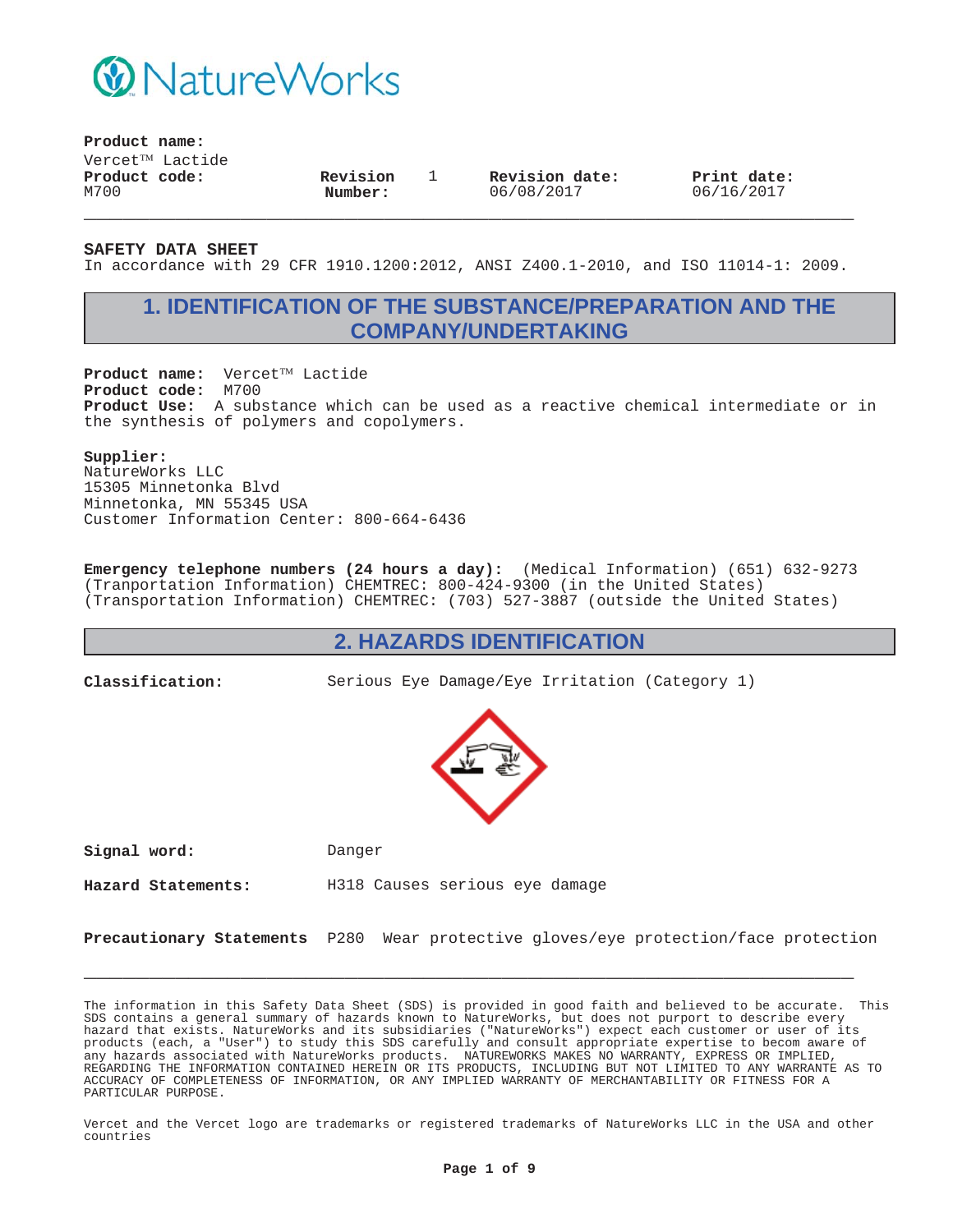NatureWorks

**Product name:**
Vercet™ Lactide

| **Product code:** | **Revision Number:** | **Revision date:** | **Print date:** |
|---|---|---|---|
| M700 | 1 | 06/08/2017 | 06/16/2017 |

**SAFETY DATA SHEET**
In accordance with 29 CFR 1910.1200:2012, ANSI Z400.1-2010, and ISO 11014-1: 2009.

## 1. IDENTIFICATION OF THE SUBSTANCE/PREPARATION AND THE COMPANY/UNDERTAKING

**Product name:** Vercet™ Lactide
**Product code:** M700
**Product Use:** A substance which can be used as a reactive chemical intermediate or in the synthesis of polymers and copolymers.

**Supplier:**
NatureWorks LLC
15305 Minnetonka Blvd
Minnetonka, MN 55345 USA
Customer Information Center: 800-664-6436

**Emergency telephone numbers (24 hours a day):** (Medical Information) (651) 632-9273
(Tranportation Information) CHEMTREC: 800-424-9300 (in the United States)
(Transportation Information) CHEMTREC: (703) 527-3887 (outside the United States)

## 2. HAZARDS IDENTIFICATION

**Classification:** Serious Eye Damage/Eye Irritation (Category 1)

**Signal word:** Danger

**Hazard Statements:** H318 Causes serious eye damage

**Precautionary Statements** P280 Wear protective gloves/eye protection/face protection

The information in this Safety Data Sheet (SDS) is provided in good faith and believed to be accurate. This SDS contains a general summary of hazards known to NatureWorks, but does not purport to describe every hazard that exists. NatureWorks and its subsidiaries ("NatureWorks") expect each customer or user of its products (each, a "User") to study this SDS carefully and consult appropriate expertise to becom aware of any hazards associated with NatureWorks products. NATUREWORKS MAKES NO WARRANTY, EXPRESS OR IMPLIED, REGARDING THE INFORMATION CONTAINED HEREIN OR ITS PRODUCTS, INCLUDING BUT NOT LIMITED TO ANY WARRANTE AS TO ACCURACY OF COMPLETENESS OF INFORMATION, OR ANY IMPLIED WARRANTY OF MERCHANTABILITY OR FITNESS FOR A PARTICULAR PURPOSE.

Vercet and the Vercet logo are trademarks or registered trademarks of NatureWorks LLC in the USA and other countries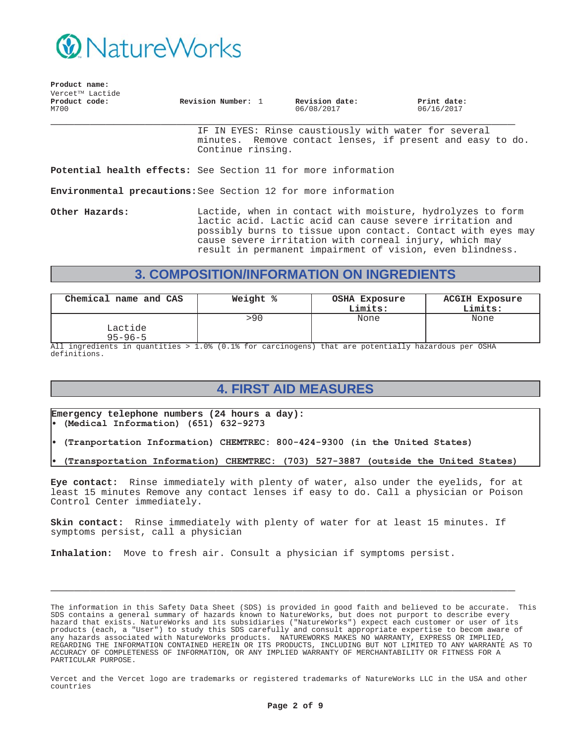**Product name:**
Vercet™ Lactide
**Product code:** M700 | **Revision Number:** 1 | **Revision date:** 06/08/2017 | **Print date:** 06/16/2017

IF IN EYES: Rinse caustiously with water for several minutes. Remove contact lenses, if present and easy to do. Continue rinsing.

**Potential health effects:** See Section 11 for more information

**Environmental precautions:** See Section 12 for more information

**Other Hazards:** Lactide, when in contact with moisture, hydrolyzes to form lactic acid. Lactic acid can cause severe irritation and possibly burns to tissue upon contact. Contact with eyes may cause severe irritation with corneal injury, which may result in permanent impairment of vision, even blindness.

## 3. COMPOSITION/INFORMATION ON INGREDIENTS

| Chemical name and CAS | Weight % | OSHA Exposure Limits: | ACGIH Exposure Limits: |
|---|---|---|---|
| Lactide 95-96-5 | >90 | None | None |

All ingredients in quantities > 1.0% (0.1% for carcinogens) that are potentially hazardous per OSHA definitions.

## 4. FIRST AID MEASURES

**Emergency telephone numbers (24 hours a day):**
- **(Medical Information) (651) 632-9273**
- **(Tranportation Information) CHEMTREC: 800-424-9300 (in the United States)**
- **(Transportation Information) CHEMTREC: (703) 527-3887 (outside the United States)**

**Eye contact:** Rinse immediately with plenty of water, also under the eyelids, for at least 15 minutes Remove any contact lenses if easy to do. Call a physician or Poison Control Center immediately.

**Skin contact:** Rinse immediately with plenty of water for at least 15 minutes. If symptoms persist, call a physician

**Inhalation:** Move to fresh air. Consult a physician if symptoms persist.

The information in this Safety Data Sheet (SDS) is provided in good faith and believed to be accurate. This SDS contains a general summary of hazards known to NatureWorks, but does not purport to describe every hazard that exists. NatureWorks and its subsidiaries ("NatureWorks") expect each customer or user of its products (each, a "User") to study this SDS carefully and consult appropriate expertise to becom aware of any hazards associated with NatureWorks products. NATUREWORKS MAKES NO WARRANTY, EXPRESS OR IMPLIED, REGARDING THE INFORMATION CONTAINED HEREIN OR ITS PRODUCTS, INCLUDING BUT NOT LIMITED TO ANY WARRANTE AS TO ACCURACY OF COMPLETENESS OF INFORMATION, OR ANY IMPLIED WARRANTY OF MERCHANTABILITY OR FITNESS FOR A PARTICULAR PURPOSE.

Vercet and the Vercet logo are trademarks or registered trademarks of NatureWorks LLC in the USA and other countries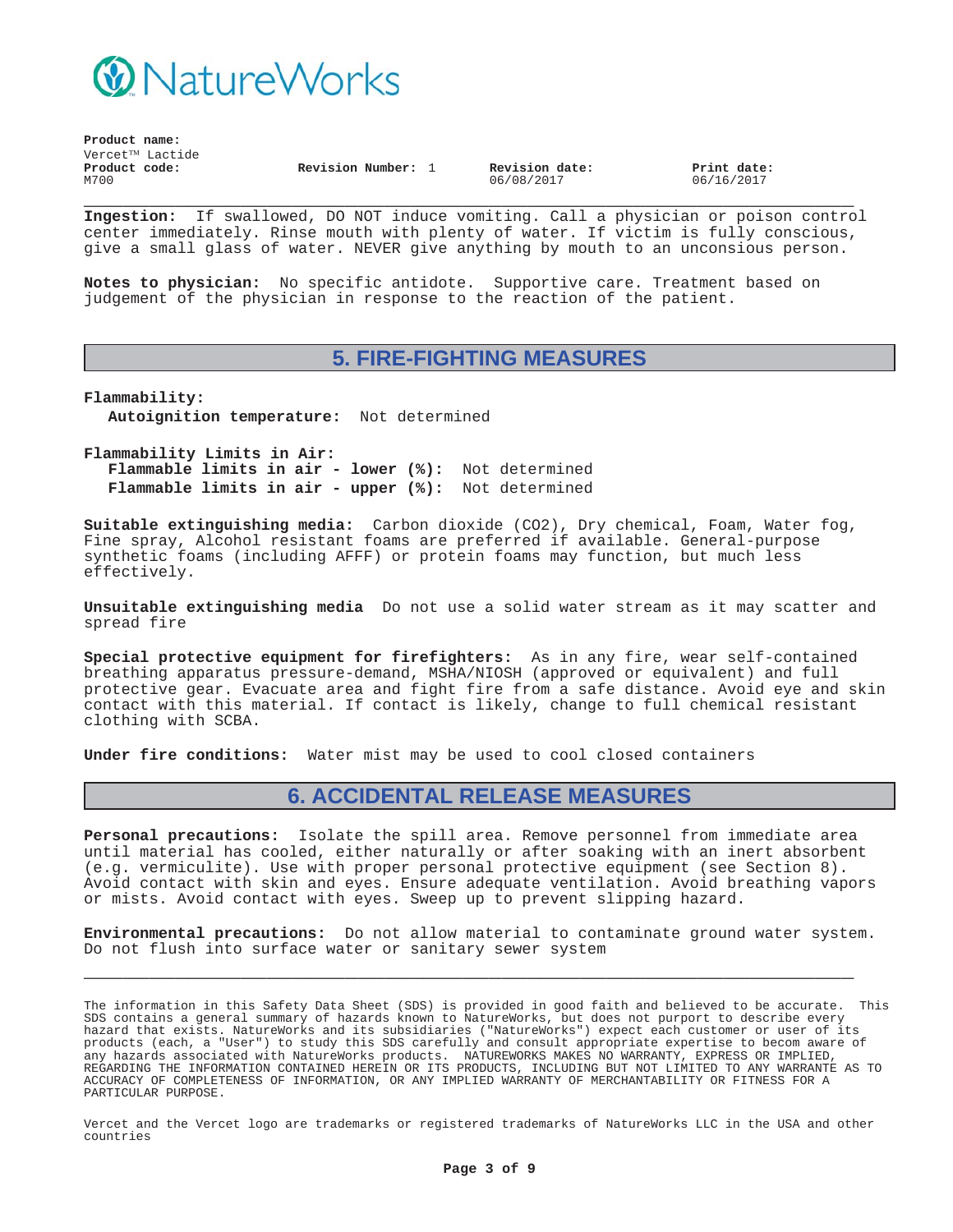**Ingestion:** If swallowed, DO NOT induce vomiting. Call a physician or poison control center immediately. Rinse mouth with plenty of water. If victim is fully conscious, give a small glass of water. NEVER give anything by mouth to an unconsious person.

**Notes to physician:** No specific antidote. Supportive care. Treatment based on judgement of the physician in response to the reaction of the patient.

## 5. FIRE-FIGHTING MEASURES

**Flammability:**

**Autoignition temperature:** Not determined

**Flammability Limits in Air:**

**Flammable limits in air - lower (%):** Not determined
**Flammable limits in air - upper (%):** Not determined

**Suitable extinguishing media:** Carbon dioxide ($CO_2$), Dry chemical, Foam, Water fog, Fine spray, Alcohol resistant foams are preferred if available. General-purpose synthetic foams (including AFFF) or protein foams may function, but much less effectively.

**Unsuitable extinguishing media** Do not use a solid water stream as it may scatter and spread fire

**Special protective equipment for firefighters:** As in any fire, wear self-contained breathing apparatus pressure-demand, MSHA/NIOSH (approved or equivalent) and full protective gear. Evacuate area and fight fire from a safe distance. Avoid eye and skin contact with this material. If contact is likely, change to full chemical resistant clothing with SCBA.

**Under fire conditions:** Water mist may be used to cool closed containers

## 6. ACCIDENTAL RELEASE MEASURES

**Personal precautions:** Isolate the spill area. Remove personnel from immediate area until material has cooled, either naturally or after soaking with an inert absorbent (e.g. vermiculite). Use with proper personal protective equipment (see Section 8). Avoid contact with skin and eyes. Ensure adequate ventilation. Avoid breathing vapors or mists. Avoid contact with eyes. Sweep up to prevent slipping hazard.

**Environmental precautions:** Do not allow material to contaminate ground water system. Do not flush into surface water or sanitary sewer system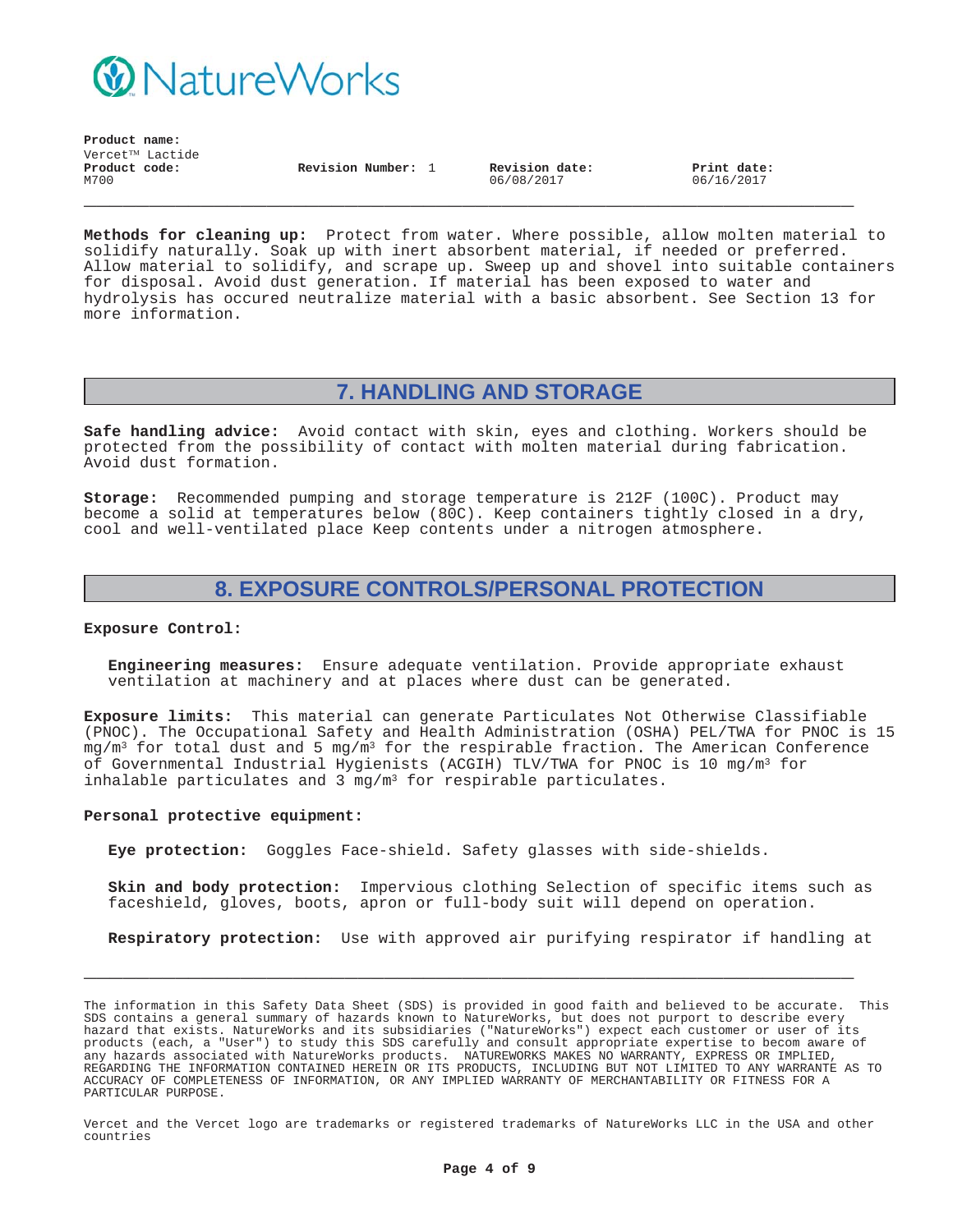**Methods for cleaning up:** Protect from water. Where possible, allow molten material to solidify naturally. Soak up with inert absorbent material, if needed or preferred. Allow material to solidify, and scrape up. Sweep up and shovel into suitable containers for disposal. Avoid dust generation. If material has been exposed to water and hydrolysis has occured neutralize material with a basic absorbent. See Section 13 for more information.

## 7. HANDLING AND STORAGE

**Safe handling advice:** Avoid contact with skin, eyes and clothing. Workers should be protected from the possibility of contact with molten material during fabrication. Avoid dust formation.

**Storage:** Recommended pumping and storage temperature is 212F (100C). Product may become a solid at temperatures below (80C). Keep containers tightly closed in a dry, cool and well-ventilated place Keep contents under a nitrogen atmosphere.

## 8. EXPOSURE CONTROLS/PERSONAL PROTECTION

**Exposure Control:**

**Engineering measures:** Ensure adequate ventilation. Provide appropriate exhaust ventilation at machinery and at places where dust can be generated.

**Exposure limits:** This material can generate Particulates Not Otherwise Classifiable (PNOC). The Occupational Safety and Health Administration (OSHA) PEL/TWA for PNOC is 15 mg/m³ for total dust and 5 mg/m³ for the respirable fraction. The American Conference of Governmental Industrial Hygienists (ACGIH) TLV/TWA for PNOC is 10 mg/m³ for inhalable particulates and 3 mg/m³ for respirable particulates.

**Personal protective equipment:**

**Eye protection:** Goggles Face-shield. Safety glasses with side-shields.

**Skin and body protection:** Impervious clothing Selection of specific items such as faceshield, gloves, boots, apron or full-body suit will depend on operation.

**Respiratory protection:** Use with approved air purifying respirator if handling at

The information in this Safety Data Sheet (SDS) is provided in good faith and believed to be accurate. This SDS contains a general summary of hazards known to NatureWorks, but does not purport to describe every hazard that exists. NatureWorks and its subsidiaries ("NatureWorks") expect each customer or user of its products (each, a "User") to study this SDS carefully and consult appropriate expertise to becom aware of any hazards associated with NatureWorks products. NATUREWORKS MAKES NO WARRANTY, EXPRESS OR IMPLIED, REGARDING THE INFORMATION CONTAINED HEREIN OR ITS PRODUCTS, INCLUDING BUT NOT LIMITED TO ANY WARRANTE AS TO ACCURACY OF COMPLETENESS OF INFORMATION, OR ANY IMPLIED WARRANTY OF MERCHANTABILITY OR FITNESS FOR A PARTICULAR PURPOSE.

Vercet and the Vercet logo are trademarks or registered trademarks of NatureWorks LLC in the USA and other countries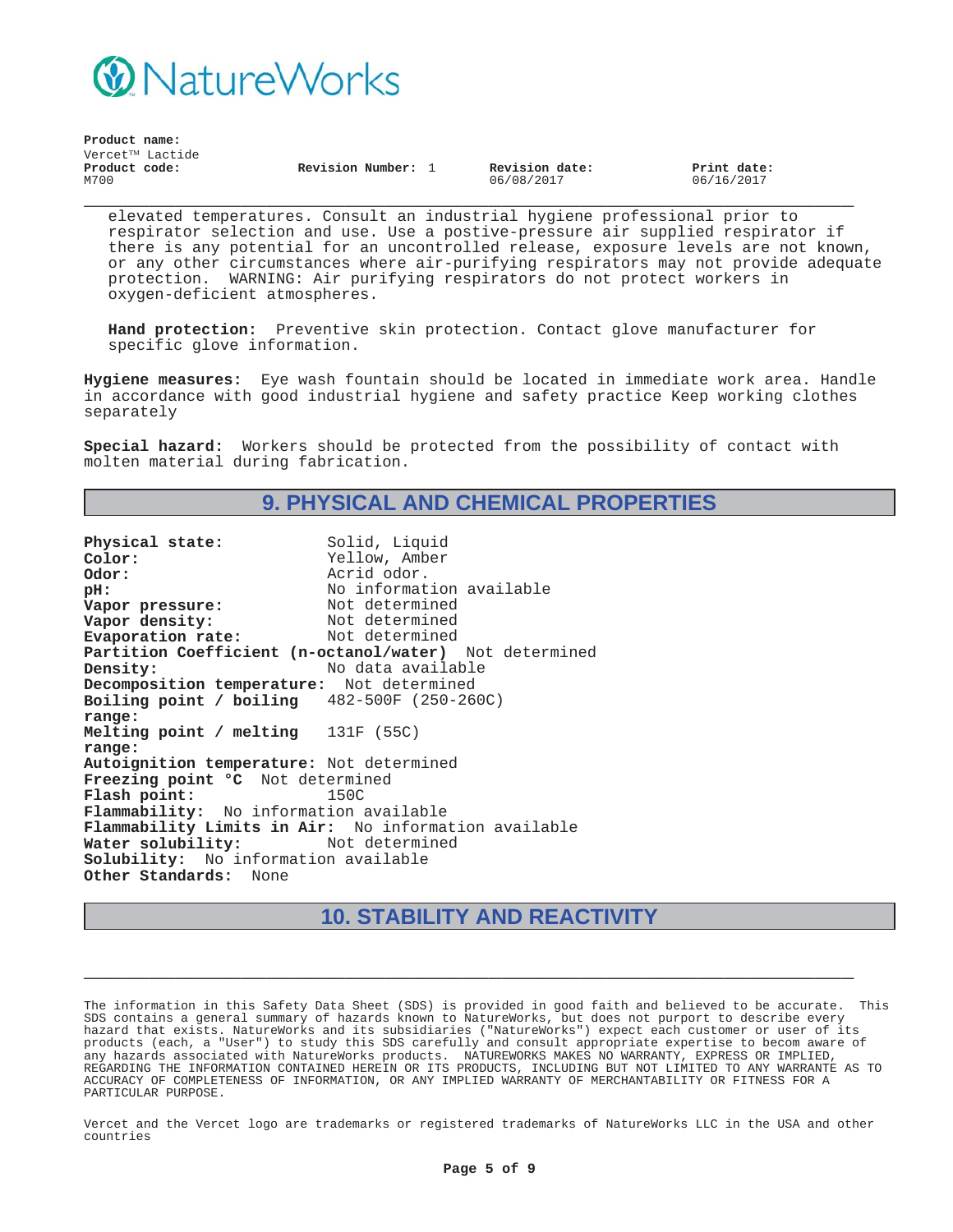elevated temperatures. Consult an industrial hygiene professional prior to respirator selection and use. Use a postive-pressure air supplied respirator if there is any potential for an uncontrolled release, exposure levels are not known, or any other circumstances where air-purifying respirators may not provide adequate protection. WARNING: Air purifying respirators do not protect workers in oxygen-deficient atmospheres.

**Hand protection:** Preventive skin protection. Contact glove manufacturer for specific glove information.

**Hygiene measures:** Eye wash fountain should be located in immediate work area. Handle in accordance with good industrial hygiene and safety practice Keep working clothes separately

**Special hazard:** Workers should be protected from the possibility of contact with molten material during fabrication.

## 9. PHYSICAL AND CHEMICAL PROPERTIES

**Physical state:** Solid, Liquid
**Color:** Yellow, Amber
**Odor:** Acrid odor.
**pH:** No information available
**Vapor pressure:** Not determined
**Vapor density:** Not determined
**Evaporation rate:** Not determined
**Partition Coefficient (n-octanol/water)** Not determined
**Density:** No data available
**Decomposition temperature:** Not determined
**Boiling point / boiling range:** 482-500F (250-260C)
**Melting point / melting range:** 131F (55C)
**Autoignition temperature:** Not determined
**Freezing point °C** Not determined
**Flash point:** 150C
**Flammability:** No information available
**Flammability Limits in Air:** No information available
**Water solubility:** Not determined
**Solubility:** No information available
**Other Standards:** None

## 10. STABILITY AND REACTIVITY

The information in this Safety Data Sheet (SDS) is provided in good faith and believed to be accurate. This SDS contains a general summary of hazards known to NatureWorks, but does not purport to describe every hazard that exists. NatureWorks and its subsidiaries ("NatureWorks") expect each customer or user of its products (each, a "User") to study this SDS carefully and consult appropriate expertise to becom aware of any hazards associated with NatureWorks products. NATUREWORKS MAKES NO WARRANTY, EXPRESS OR IMPLIED, REGARDING THE INFORMATION CONTAINED HEREIN OR ITS PRODUCTS, INCLUDING BUT NOT LIMITED TO ANY WARRANTE AS TO ACCURACY OF COMPLETENESS OF INFORMATION, OR ANY IMPLIED WARRANTY OF MERCHANTABILITY OR FITNESS FOR A PARTICULAR PURPOSE.

Vercet and the Vercet logo are trademarks or registered trademarks of NatureWorks LLC in the USA and other countries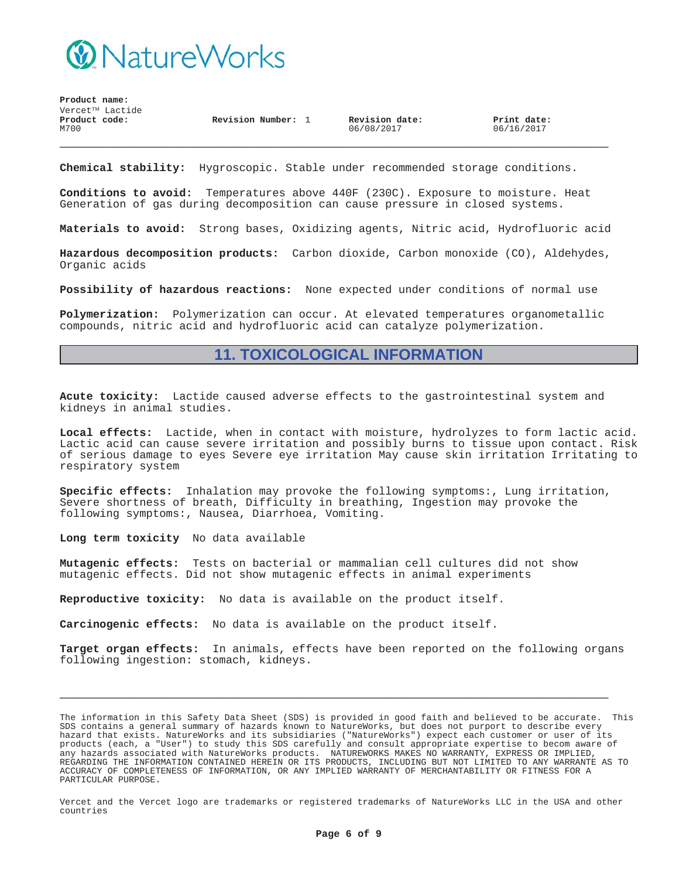**Chemical stability:** Hygroscopic. Stable under recommended storage conditions.

**Conditions to avoid:** Temperatures above 440F (230C). Exposure to moisture. Heat Generation of gas during decomposition can cause pressure in closed systems.

**Materials to avoid:** Strong bases, Oxidizing agents, Nitric acid, Hydrofluoric acid

**Hazardous decomposition products:** Carbon dioxide, Carbon monoxide (CO), Aldehydes, Organic acids

**Possibility of hazardous reactions:** None expected under conditions of normal use

**Polymerization:** Polymerization can occur. At elevated temperatures organometallic compounds, nitric acid and hydrofluoric acid can catalyze polymerization.

## 11. TOXICOLOGICAL INFORMATION

**Acute toxicity:** Lactide caused adverse effects to the gastrointestinal system and kidneys in animal studies.

**Local effects:** Lactide, when in contact with moisture, hydrolyzes to form lactic acid. Lactic acid can cause severe irritation and possibly burns to tissue upon contact. Risk of serious damage to eyes Severe eye irritation May cause skin irritation Irritating to respiratory system

**Specific effects:** Inhalation may provoke the following symptoms:, Lung irritation, Severe shortness of breath, Difficulty in breathing, Ingestion may provoke the following symptoms:, Nausea, Diarrhoea, Vomiting.

**Long term toxicity** No data available

**Mutagenic effects:** Tests on bacterial or mammalian cell cultures did not show mutagenic effects. Did not show mutagenic effects in animal experiments

**Reproductive toxicity:** No data is available on the product itself.

**Carcinogenic effects:** No data is available on the product itself.

**Target organ effects:** In animals, effects have been reported on the following organs following ingestion: stomach, kidneys.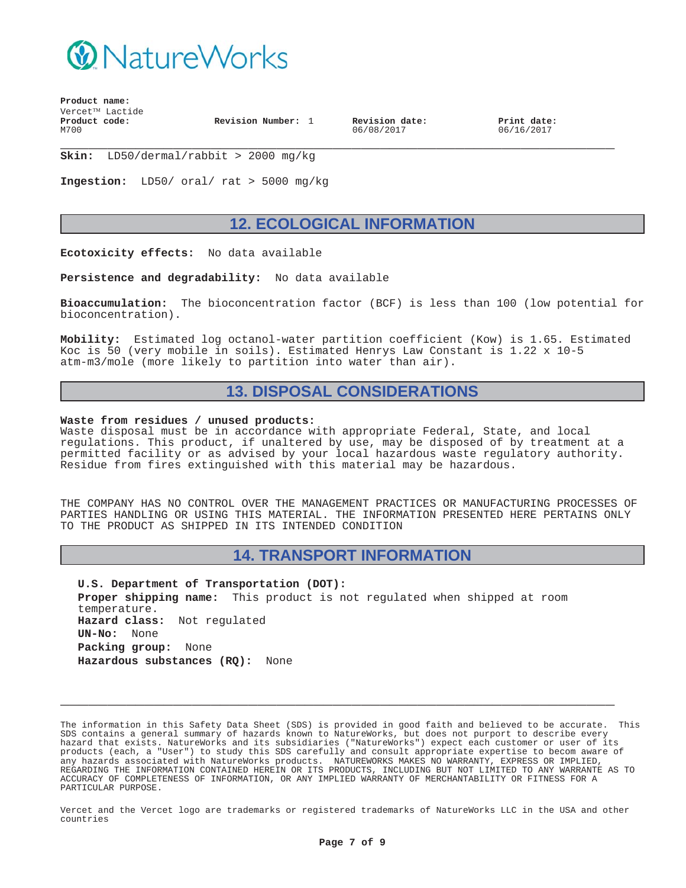**Skin:** LD50/dermal/rabbit > 2000 mg/kg

**Ingestion:** LD50/ oral/ rat > 5000 mg/kg

## 12. ECOLOGICAL INFORMATION

**Ecotoxicity effects:** No data available

**Persistence and degradability:** No data available

**Bioaccumulation:** The bioconcentration factor (BCF) is less than 100 (low potential for bioconcentration).

**Mobility:** Estimated log octanol-water partition coefficient (Kow) is 1.65. Estimated Koc is 50 (very mobile in soils). Estimated Henrys Law Constant is 1.22 x 10-5 atm-m3/mole (more likely to partition into water than air).

## 13. DISPOSAL CONSIDERATIONS

**Waste from residues / unused products:**
Waste disposal must be in accordance with appropriate Federal, State, and local regulations. This product, if unaltered by use, may be disposed of by treatment at a permitted facility or as advised by your local hazardous waste regulatory authority. Residue from fires extinguished with this material may be hazardous.

THE COMPANY HAS NO CONTROL OVER THE MANAGEMENT PRACTICES OR MANUFACTURING PROCESSES OF PARTIES HANDLING OR USING THIS MATERIAL. THE INFORMATION PRESENTED HERE PERTAINS ONLY TO THE PRODUCT AS SHIPPED IN ITS INTENDED CONDITION

## 14. TRANSPORT INFORMATION

**U.S. Department of Transportation (DOT):**
**Proper shipping name:** This product is not regulated when shipped at room temperature.
**Hazard class:** Not regulated
**UN-No:** None
**Packing group:** None
**Hazardous substances (RQ):** None

The information in this Safety Data Sheet (SDS) is provided in good faith and believed to be accurate. This SDS contains a general summary of hazards known to NatureWorks, but does not purport to describe every hazard that exists. NatureWorks and its subsidiaries ("NatureWorks") expect each customer or user of its products (each, a "User") to study this SDS carefully and consult appropriate expertise to becom aware of any hazards associated with NatureWorks products. NATUREWORKS MAKES NO WARRANTY, EXPRESS OR IMPLIED, REGARDING THE INFORMATION CONTAINED HEREIN OR ITS PRODUCTS, INCLUDING BUT NOT LIMITED TO ANY WARRANTE AS TO ACCURACY OF COMPLETENESS OF INFORMATION, OR ANY IMPLIED WARRANTY OF MERCHANTABILITY OR FITNESS FOR A PARTICULAR PURPOSE.

Vercet and the Vercet logo are trademarks or registered trademarks of NatureWorks LLC in the USA and other countries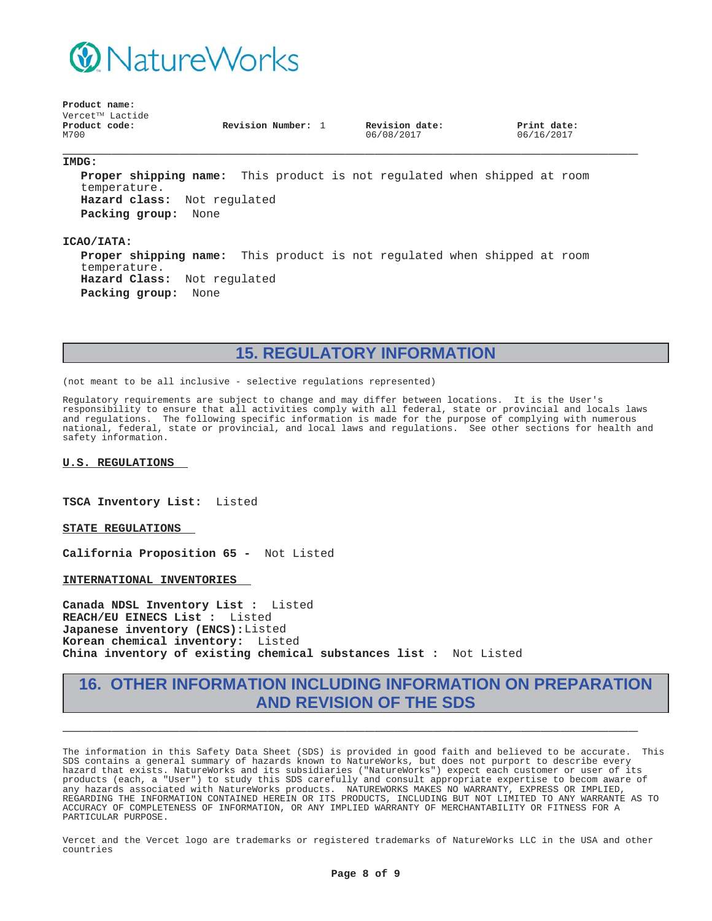**IMDG:**

**Proper shipping name:** This product is not regulated when shipped at room temperature.
**Hazard class:** Not regulated
**Packing group:** None

**ICAO/IATA:**

**Proper shipping name:** This product is not regulated when shipped at room temperature.
**Hazard Class:** Not regulated
**Packing group:** None

## 15. REGULATORY INFORMATION

(not meant to be all inclusive - selective regulations represented)

Regulatory requirements are subject to change and may differ between locations. It is the User's responsibility to ensure that all activities comply with all federal, state or provincial and locals laws and regulations. The following specific information is made for the purpose of complying with numerous national, federal, state or provincial, and local laws and regulations. See other sections for health and safety information.

**U.S. REGULATIONS**

**TSCA Inventory List:** Listed

**STATE REGULATIONS**

**California Proposition 65 -** Not Listed

**INTERNATIONAL INVENTORIES**

**Canada NDSL Inventory List :** Listed
**REACH/EU EINECS List :** Listed
**Japanese inventory (ENCS):** Listed
**Korean chemical inventory:** Listed
**China inventory of existing chemical substances list :** Not Listed

## 16. OTHER INFORMATION INCLUDING INFORMATION ON PREPARATION AND REVISION OF THE SDS

The information in this Safety Data Sheet (SDS) is provided in good faith and believed to be accurate. This SDS contains a general summary of hazards known to NatureWorks, but does not purport to describe every hazard that exists. NatureWorks and its subsidiaries ("NatureWorks") expect each customer or user of its products (each, a "User") to study this SDS carefully and consult appropriate expertise to becom aware of any hazards associated with NatureWorks products. NATUREWORKS MAKES NO WARRANTY, EXPRESS OR IMPLIED, REGARDING THE INFORMATION CONTAINED HEREIN OR ITS PRODUCTS, INCLUDING BUT NOT LIMITED TO ANY WARRANTE AS TO ACCURACY OF COMPLETENESS OF INFORMATION, OR ANY IMPLIED WARRANTY OF MERCHANTABILITY OR FITNESS FOR A PARTICULAR PURPOSE.

Vercet and the Vercet logo are trademarks or registered trademarks of NatureWorks LLC in the USA and other countries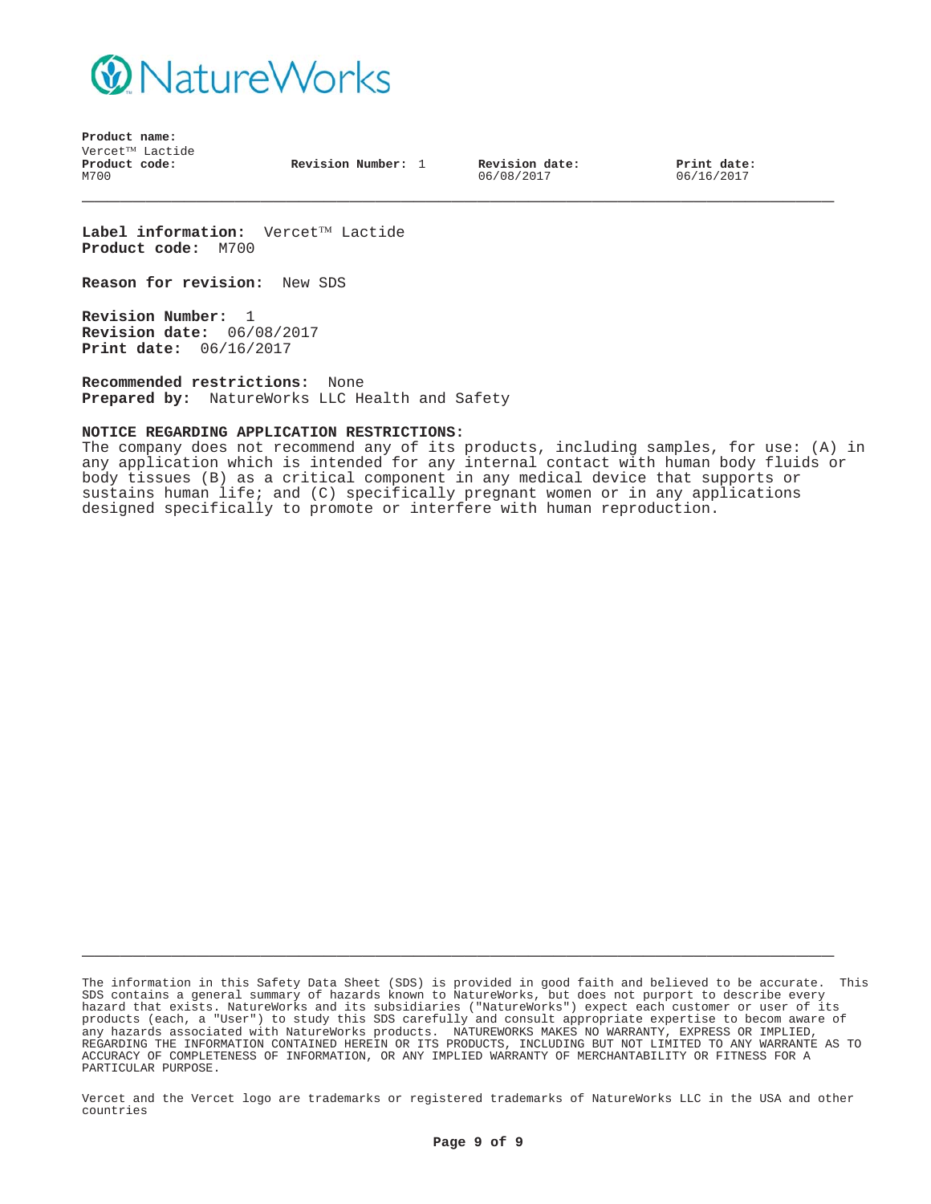**Label information:** Vercet™ Lactide
**Product code:** M700

**Reason for revision:** New SDS

**Revision Number:** 1
**Revision date:** 06/08/2017
**Print date:** 06/16/2017

**Recommended restrictions:** None
**Prepared by:** NatureWorks LLC Health and Safety

**NOTICE REGARDING APPLICATION RESTRICTIONS:**
The company does not recommend any of its products, including samples, for use: (A) in any application which is intended for any internal contact with human body fluids or body tissues (B) as a critical component in any medical device that supports or sustains human life; and (C) specifically pregnant women or in any applications designed specifically to promote or interfere with human reproduction.

The information in this Safety Data Sheet (SDS) is provided in good faith and believed to be accurate. This SDS contains a general summary of hazards known to NatureWorks, but does not purport to describe every hazard that exists. NatureWorks and its subsidiaries ("NatureWorks") expect each customer or user of its products (each, a "User") to study this SDS carefully and consult appropriate expertise to becom aware of any hazards associated with NatureWorks products. NATUREWORKS MAKES NO WARRANTY, EXPRESS OR IMPLIED, REGARDING THE INFORMATION CONTAINED HEREIN OR ITS PRODUCTS, INCLUDING BUT NOT LIMITED TO ANY WARRANTE AS TO ACCURACY OF COMPLETENESS OF INFORMATION, OR ANY IMPLIED WARRANTY OF MERCHANTABILITY OR FITNESS FOR A PARTICULAR PURPOSE.

Vercet and the Vercet logo are trademarks or registered trademarks of NatureWorks LLC in the USA and other countries